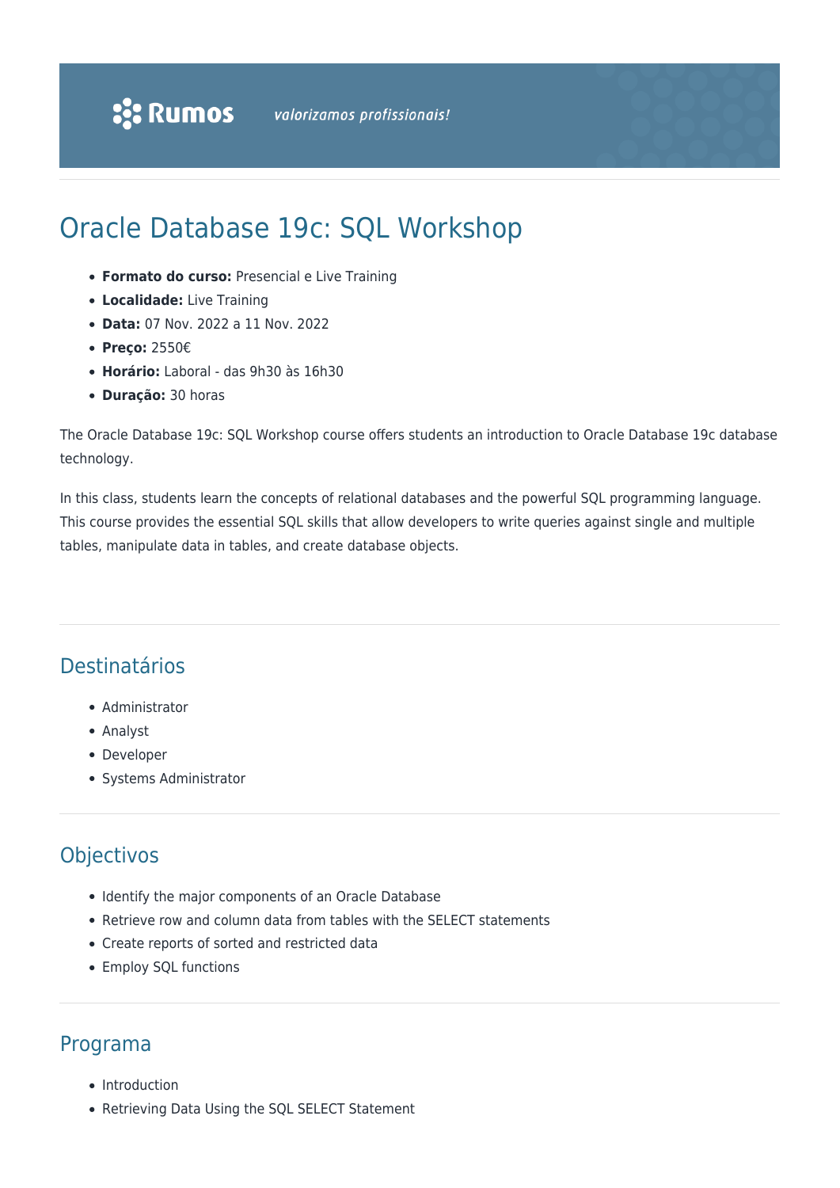# Oracle Database 19c: SQL Workshop

- **Formato do curso:** Presencial e Live Training
- **Localidade:** Live Training
- **Data:** 07 Nov. 2022 a 11 Nov. 2022
- **Preço:** 2550€
- **Horário:** Laboral - das 9h30 às 16h30
- **Duração:** 30 horas

The Oracle Database 19c: SQL Workshop course offers students an introduction to Oracle Database 19c database technology.

In this class, students learn the concepts of relational databases and the powerful SQL programming language. This course provides the essential SQL skills that allow developers to write queries against single and multiple tables, manipulate data in tables, and create database objects.

## Destinatários

- Administrator
- Analyst
- Developer
- Systems Administrator

## Objectivos

- Identify the major components of an Oracle Database
- Retrieve row and column data from tables with the SELECT statements
- Create reports of sorted and restricted data
- Employ SQL functions

## Programa

- Introduction
- Retrieving Data Using the SQL SELECT Statement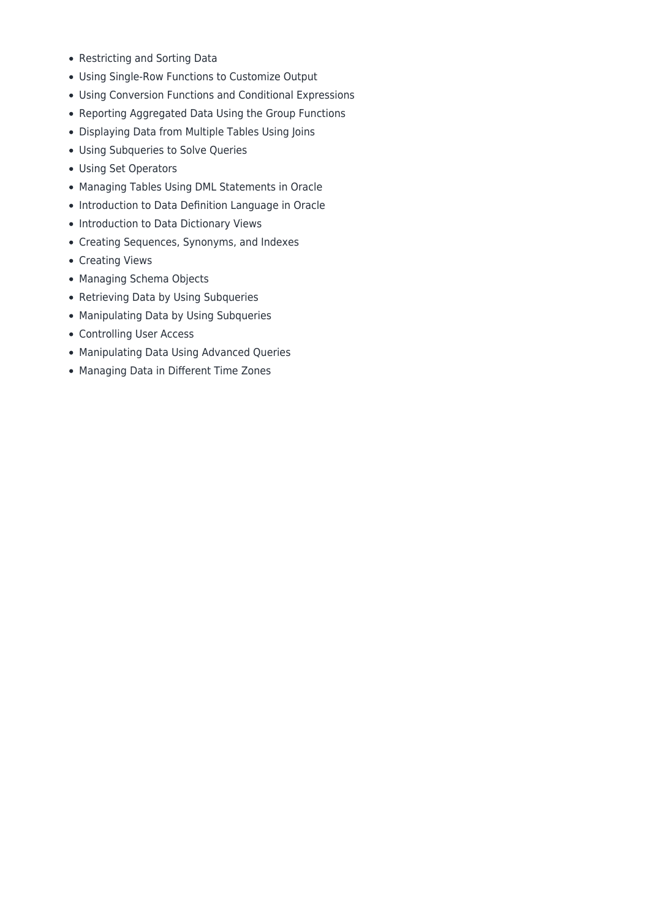- Restricting and Sorting Data
- Using Single-Row Functions to Customize Output
- Using Conversion Functions and Conditional Expressions
- Reporting Aggregated Data Using the Group Functions
- Displaying Data from Multiple Tables Using Joins
- Using Subqueries to Solve Queries
- Using Set Operators
- Managing Tables Using DML Statements in Oracle
- Introduction to Data Definition Language in Oracle
- Introduction to Data Dictionary Views
- Creating Sequences, Synonyms, and Indexes
- Creating Views
- Managing Schema Objects
- Retrieving Data by Using Subqueries
- Manipulating Data by Using Subqueries
- Controlling User Access
- Manipulating Data Using Advanced Queries
- Managing Data in Different Time Zones